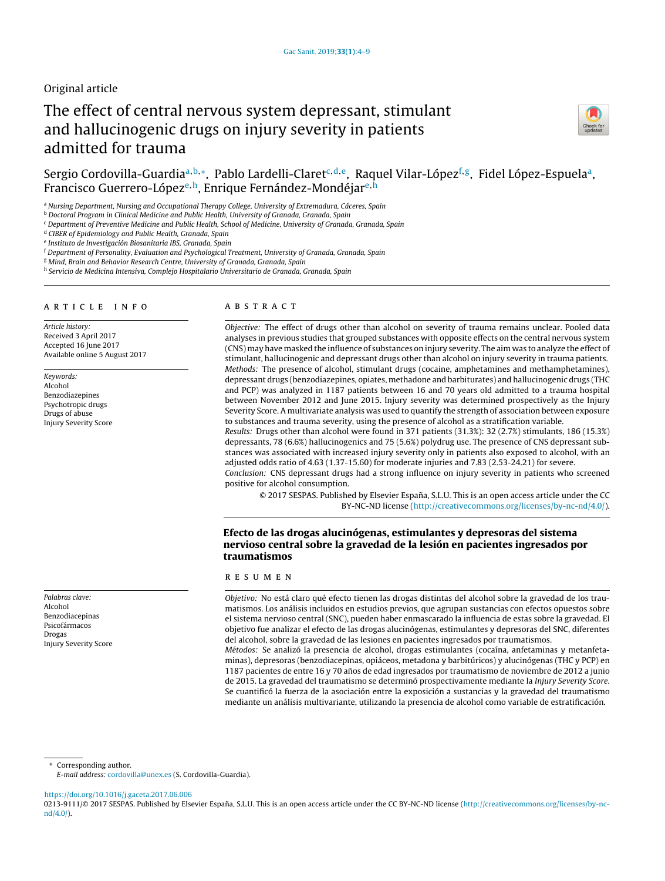Original article

# The effect of central nervous system depressant, stimulant and hallucinogenic drugs on injury severity in patients admitted for trauma

Sergio Cordovilla-Guardia[a,b,*], Pablo Lardelli-Claret[c,d,e], Raquel Vilar-López[f,g], Fidel López-Espuela[a], Francisco Guerrero-López[e,h], Enrique Fernández-Mondéjar[e,h]

[a] Nursing Department, Nursing and Occupational Therapy College, University of Extremadura, Cáceres, Spain
[b] Doctoral Program in Clinical Medicine and Public Health, University of Granada, Granada, Spain
[c] Department of Preventive Medicine and Public Health, School of Medicine, University of Granada, Granada, Spain
[d] CIBER of Epidemiology and Public Health, Granada, Spain
[e] Instituto de Investigación Biosanitaria IBS, Granada, Spain
[f] Department of Personality, Evaluation and Psychological Treatment, University of Granada, Granada, Spain
[g] Mind, Brain and Behavior Research Centre, University of Granada, Granada, Spain
[h] Servicio de Medicina Intensiva, Complejo Hospitalario Universitario de Granada, Granada, Spain

## ARTICLE INFO

*Article history:*
Received 3 April 2017
Accepted 16 June 2017
Available online 5 August 2017

*Keywords:*
Alcohol
Benzodiazepines
Psychotropic drugs
Drugs of abuse
Injury Severity Score

## ABSTRACT

*Objective:* The effect of drugs other than alcohol on severity of trauma remains unclear. Pooled data analyses in previous studies that grouped substances with opposite effects on the central nervous system (CNS) may have masked the influence of substances on injury severity. The aim was to analyze the effect of stimulant, hallucinogenic and depressant drugs other than alcohol on injury severity in trauma patients.

*Methods:* The presence of alcohol, stimulant drugs (cocaine, amphetamines and methamphetamines), depressant drugs (benzodiazepines, opiates, methadone and barbiturates) and hallucinogenic drugs (THC and PCP) was analyzed in 1187 patients between 16 and 70 years old admitted to a trauma hospital between November 2012 and June 2015. Injury severity was determined prospectively as the Injury Severity Score. A multivariate analysis was used to quantify the strength of association between exposure to substances and trauma severity, using the presence of alcohol as a stratification variable.

*Results:* Drugs other than alcohol were found in 371 patients (31.3%): 32 (2.7%) stimulants, 186 (15.3%) depressants, 78 (6.6%) hallucinogenics and 75 (5.6%) polydrug use. The presence of CNS depressant substances was associated with increased injury severity only in patients also exposed to alcohol, with an adjusted odds ratio of 4.63 (1.37-15.60) for moderate injuries and 7.83 (2.53-24.21) for severe.

*Conclusion:* CNS depressant drugs had a strong influence on injury severity in patients who screened positive for alcohol consumption.

© 2017 SESPAS. Published by Elsevier España, S.L.U. This is an open access article under the CC BY-NC-ND license (http://creativecommons.org/licenses/by-nc-nd/4.0/).

## Efecto de las drogas alucinógenas, estimulantes y depresoras del sistema nervioso central sobre la gravedad de la lesión en pacientes ingresados por traumatismos

*Palabras clave:*
Alcohol
Benzodiacepinas
Psicofármacos
Drogas
Injury Severity Score

## RESUMEN

*Objetivo:* No está claro qué efecto tienen las drogas distintas del alcohol sobre la gravedad de los traumatismos. Los análisis incluidos en estudios previos, que agrupan sustancias con efectos opuestos sobre el sistema nervioso central (SNC), pueden haber enmascarado la influencia de estas sobre la gravedad. El objetivo fue analizar el efecto de las drogas alucinógenas, estimulantes y depresoras del SNC, diferentes del alcohol, sobre la gravedad de las lesiones en pacientes ingresados por traumatismos.

*Métodos:* Se analizó la presencia de alcohol, drogas estimulantes (cocaína, anfetaminas y metanfetaminas), depresoras (benzodiacepinas, opiáceos, metadona y barbitúricos) y alucinógenas (THC y PCP) en 1187 pacientes de entre 16 y 70 años de edad ingresados por traumatismo de noviembre de 2012 a junio de 2015. La gravedad del traumatismo se determinó prospectivamente mediante la *Injury Severity Score*. Se cuantificó la fuerza de la asociación entre la exposición a sustancias y la gravedad del traumatismo mediante un análisis multivariante, utilizando la presencia de alcohol como variable de estratificación.

* Corresponding author.
*E-mail address:* cordovilla@unex.es (S. Cordovilla-Guardia).

https://doi.org/10.1016/j.gaceta.2017.06.006
0213-9111/© 2017 SESPAS. Published by Elsevier España, S.L.U. This is an open access article under the CC BY-NC-ND license (http://creativecommons.org/licenses/by-nc-nd/4.0/).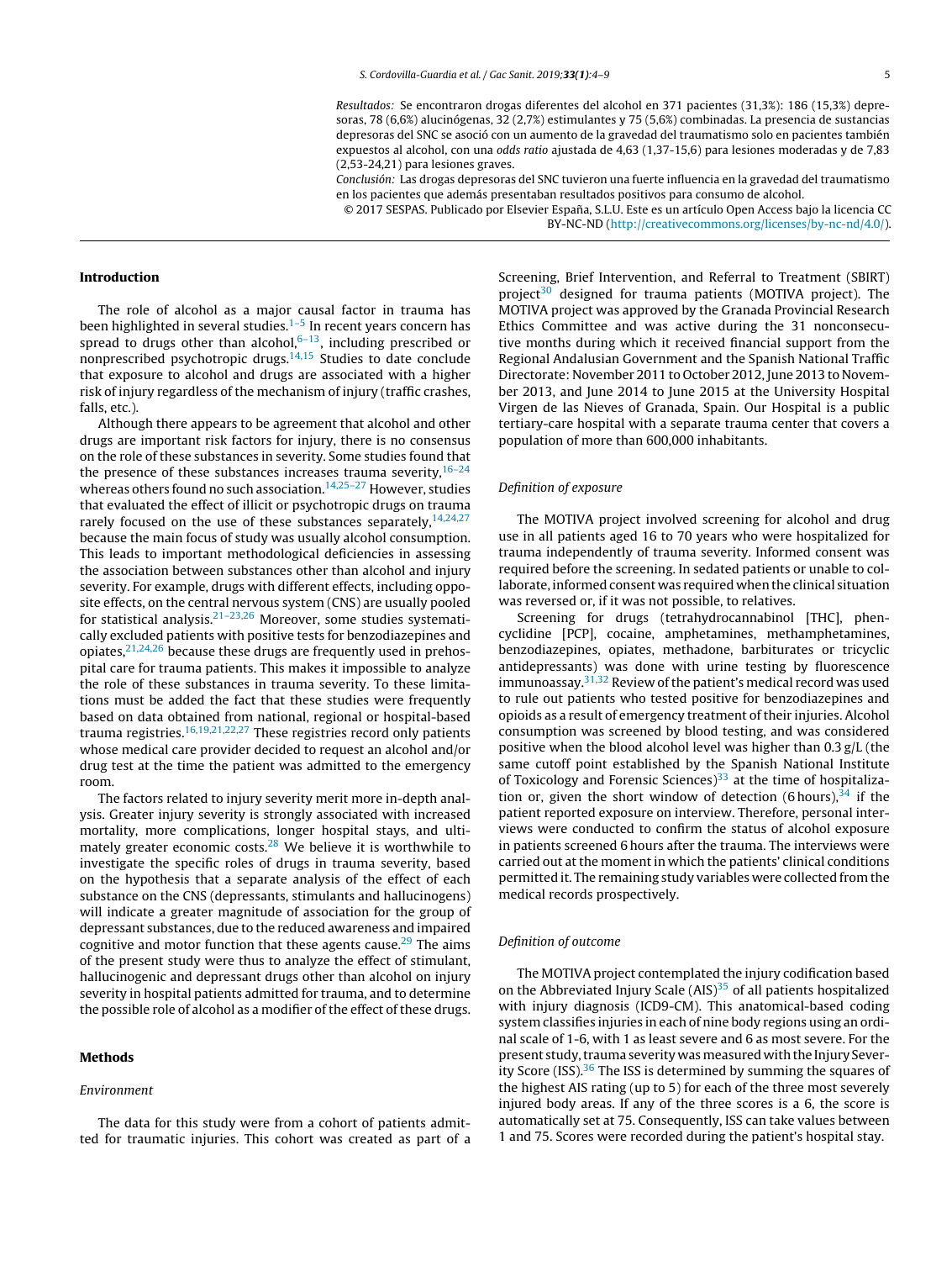*Resultados:* Se encontraron drogas diferentes del alcohol en 371 pacientes (31,3%): 186 (15,3%) depresoras, 78 (6,6%) alucinógenas, 32 (2,7%) estimulantes y 75 (5,6%) combinadas. La presencia de sustancias depresoras del SNC se asoció con un aumento de la gravedad del traumatismo solo en pacientes también expuestos al alcohol, con una *odds ratio* ajustada de 4,63 (1,37-15,6) para lesiones moderadas y de 7,83 (2,53-24,21) para lesiones graves.

*Conclusión:* Las drogas depresoras del SNC tuvieron una fuerte influencia en la gravedad del traumatismo en los pacientes que además presentaban resultados positivos para consumo de alcohol.

© 2017 SESPAS. Publicado por Elsevier España, S.L.U. Este es un artículo Open Access bajo la licencia CC BY-NC-ND (http://creativecommons.org/licenses/by-nc-nd/4.0/).

## Introduction

The role of alcohol as a major causal factor in trauma has been highlighted in several studies.[1–5] In recent years concern has spread to drugs other than alcohol,[6–13], including prescribed or nonprescribed psychotropic drugs.[14,15] Studies to date conclude that exposure to alcohol and drugs are associated with a higher risk of injury regardless of the mechanism of injury (traffic crashes, falls, etc.).

Although there appears to be agreement that alcohol and other drugs are important risk factors for injury, there is no consensus on the role of these substances in severity. Some studies found that the presence of these substances increases trauma severity,[16–24] whereas others found no such association.[14,25–27] However, studies that evaluated the effect of illicit or psychotropic drugs on trauma rarely focused on the use of these substances separately,[14,24,27] because the main focus of study was usually alcohol consumption. This leads to important methodological deficiencies in assessing the association between substances other than alcohol and injury severity. For example, drugs with different effects, including opposite effects, on the central nervous system (CNS) are usually pooled for statistical analysis.[21–23,26] Moreover, some studies systematically excluded patients with positive tests for benzodiazepines and opiates,[21,24,26] because these drugs are frequently used in prehospital care for trauma patients. This makes it impossible to analyze the role of these substances in trauma severity. To these limitations must be added the fact that these studies were frequently based on data obtained from national, regional or hospital-based trauma registries.[16,19,21,22,27] These registries record only patients whose medical care provider decided to request an alcohol and/or drug test at the time the patient was admitted to the emergency room.

The factors related to injury severity merit more in-depth analysis. Greater injury severity is strongly associated with increased mortality, more complications, longer hospital stays, and ultimately greater economic costs.[28] We believe it is worthwhile to investigate the specific roles of drugs in trauma severity, based on the hypothesis that a separate analysis of the effect of each substance on the CNS (depressants, stimulants and hallucinogens) will indicate a greater magnitude of association for the group of depressant substances, due to the reduced awareness and impaired cognitive and motor function that these agents cause.[29] The aims of the present study were thus to analyze the effect of stimulant, hallucinogenic and depressant drugs other than alcohol on injury severity in hospital patients admitted for trauma, and to determine the possible role of alcohol as a modifier of the effect of these drugs.

## Methods

### *Environment*

The data for this study were from a cohort of patients admitted for traumatic injuries. This cohort was created as part of a Screening, Brief Intervention, and Referral to Treatment (SBIRT) project[30] designed for trauma patients (MOTIVA project). The MOTIVA project was approved by the Granada Provincial Research Ethics Committee and was active during the 31 nonconsecutive months during which it received financial support from the Regional Andalusian Government and the Spanish National Traffic Directorate: November 2011 to October 2012, June 2013 to November 2013, and June 2014 to June 2015 at the University Hospital Virgen de las Nieves of Granada, Spain. Our Hospital is a public tertiary-care hospital with a separate trauma center that covers a population of more than 600,000 inhabitants.

### *Definition of exposure*

The MOTIVA project involved screening for alcohol and drug use in all patients aged 16 to 70 years who were hospitalized for trauma independently of trauma severity. Informed consent was required before the screening. In sedated patients or unable to collaborate, informed consent was required when the clinical situation was reversed or, if it was not possible, to relatives.

Screening for drugs (tetrahydrocannabinol [THC], phencyclidine [PCP], cocaine, amphetamines, methamphetamines, benzodiazepines, opiates, methadone, barbiturates or tricyclic antidepressants) was done with urine testing by fluorescence immunoassay.[31,32] Review of the patient's medical record was used to rule out patients who tested positive for benzodiazepines and opioids as a result of emergency treatment of their injuries. Alcohol consumption was screened by blood testing, and was considered positive when the blood alcohol level was higher than 0.3 g/L (the same cutoff point established by the Spanish National Institute of Toxicology and Forensic Sciences)[33] at the time of hospitalization or, given the short window of detection (6 hours),[34] if the patient reported exposure on interview. Therefore, personal interviews were conducted to confirm the status of alcohol exposure in patients screened 6 hours after the trauma. The interviews were carried out at the moment in which the patients' clinical conditions permitted it. The remaining study variables were collected from the medical records prospectively.

### *Definition of outcome*

The MOTIVA project contemplated the injury codification based on the Abbreviated Injury Scale (AIS)[35] of all patients hospitalized with injury diagnosis (ICD9-CM). This anatomical-based coding system classifies injuries in each of nine body regions using an ordinal scale of 1-6, with 1 as least severe and 6 as most severe. For the present study, trauma severity was measured with the Injury Severity Score (ISS).[36] The ISS is determined by summing the squares of the highest AIS rating (up to 5) for each of the three most severely injured body areas. If any of the three scores is a 6, the score is automatically set at 75. Consequently, ISS can take values between 1 and 75. Scores were recorded during the patient's hospital stay.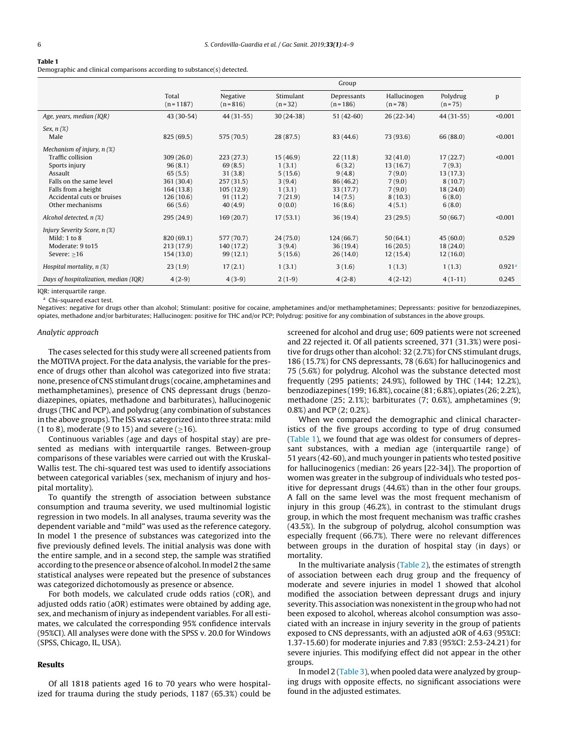**Table 1**
Demographic and clinical comparisons according to substance(s) detected.

| | | Group | | | | | |
|---|---|---|---|---|---|---|---|
| | Total (n = 1187) | Negative (n = 816) | Stimulant (n = 32) | Depressants (n = 186) | Hallucinogen (n = 78) | Polydrug (n = 75) | p |
| *Age, years, median (IQR)* | 43 (30-54) | 44 (31-55) | 30 (24-38) | 51 (42-60) | 26 (22-34) | 44 (31-55) | <0.001 |
| *Sex, n (%)* | | | | | | | |
| Male | 825 (69.5) | 575 (70.5) | 28 (87.5) | 83 (44.6) | 73 (93.6) | 66 (88.0) | <0.001 |
| *Mechanism of injury, n (%)* | | | | | | | |
| Traffic collision | 309 (26.0) | 223 (27.3) | 15 (46.9) | 22 (11.8) | 32 (41.0) | 17 (22.7) | <0.001 |
| Sports injury | 96 (8.1) | 69 (8.5) | 1 (3.1) | 6 (3.2) | 13 (16.7) | 7 (9.3) | |
| Assault | 65 (5.5) | 31 (3.8) | 5 (15.6) | 9 (4.8) | 7 (9.0) | 13 (17.3) | |
| Falls on the same level | 361 (30.4) | 257 (31.5) | 3 (9.4) | 86 (46.2) | 7 (9.0) | 8 (10.7) | |
| Falls from a height | 164 (13.8) | 105 (12.9) | 1 (3.1) | 33 (17.7) | 7 (9.0) | 18 (24.0) | |
| Accidental cuts or bruises | 126 (10.6) | 91 (11.2) | 7 (21.9) | 14 (7.5) | 8 (10.3) | 6 (8.0) | |
| Other mechanisms | 66 (5.6) | 40 (4.9) | 0 (0.0) | 16 (8.6) | 4 (5.1) | 6 (8.0) | |
| *Alcohol detected, n (%)* | 295 (24.9) | 169 (20.7) | 17 (53.1) | 36 (19.4) | 23 (29.5) | 50 (66.7) | <0.001 |
| *Injury Severity Score, n (%)* | | | | | | | |
| Mild: 1 to 8 | 820 (69.1) | 577 (70.7) | 24 (75.0) | 124 (66.7) | 50 (64.1) | 45 (60.0) | 0.529 |
| Moderate: 9 to15 | 213 (17.9) | 140 (17.2) | 3 (9.4) | 36 (19.4) | 16 (20.5) | 18 (24.0) | |
| Severe: ≥16 | 154 (13.0) | 99 (12.1) | 5 (15.6) | 26 (14.0) | 12 (15.4) | 12 (16.0) | |
| *Hospital mortality, n (%)* | 23 (1.9) | 17 (2.1) | 1 (3.1) | 3 (1.6) | 1 (1.3) | 1 (1.3) | 0.921[a] |
| *Days of hospitalization, median (IQR)* | 4 (2-9) | 4 (3-9) | 2 (1-9) | 4 (2-8) | 4 (2-12) | 4 (1-11) | 0.245 |

IQR: interquartile range.

[a] Chi-squared exact test.

Negatives: negative for drugs other than alcohol; Stimulant: positive for cocaine, amphetamines and/or methamphetamines; Depressants: positive for benzodiazepines, opiates, methadone and/or barbiturates; Hallucinogen: positive for THC and/or PCP; Polydrug: positive for any combination of substances in the above groups.

### Analytic approach

The cases selected for this study were all screened patients from the MOTIVA project. For the data analysis, the variable for the presence of drugs other than alcohol was categorized into five strata: none, presence of CNS stimulant drugs (cocaine, amphetamines and methamphetamines), presence of CNS depressant drugs (benzodiazepines, opiates, methadone and barbiturates), hallucinogenic drugs (THC and PCP), and polydrug (any combination of substances in the above groups). The ISS was categorized into three strata: mild (1 to 8), moderate (9 to 15) and severe (≥16).

Continuous variables (age and days of hospital stay) are presented as medians with interquartile ranges. Between-group comparisons of these variables were carried out with the Kruskal-Wallis test. The chi-squared test was used to identify associations between categorical variables (sex, mechanism of injury and hospital mortality).

To quantify the strength of association between substance consumption and trauma severity, we used multinomial logistic regression in two models. In all analyses, trauma severity was the dependent variable and "mild" was used as the reference category. In model 1 the presence of substances was categorized into the five previously defined levels. The initial analysis was done with the entire sample, and in a second step, the sample was stratified according to the presence or absence of alcohol. In model 2 the same statistical analyses were repeated but the presence of substances was categorized dichotomously as presence or absence.

For both models, we calculated crude odds ratios (cOR), and adjusted odds ratio (aOR) estimates were obtained by adding age, sex, and mechanism of injury as independent variables. For all estimates, we calculated the corresponding 95% confidence intervals (95%CI). All analyses were done with the SPSS v. 20.0 for Windows (SPSS, Chicago, IL, USA).

## Results

Of all 1818 patients aged 16 to 70 years who were hospitalized for trauma during the study periods, 1187 (65.3%) could be screened for alcohol and drug use; 609 patients were not screened and 22 rejected it. Of all patients screened, 371 (31.3%) were positive for drugs other than alcohol: 32 (2.7%) for CNS stimulant drugs, 186 (15.7%) for CNS depressants, 78 (6.6%) for hallucinogenics and 75 (5.6%) for polydrug. Alcohol was the substance detected most frequently (295 patients; 24.9%), followed by THC (144; 12.2%), benzodiazepines (199; 16.8%), cocaine (81; 6.8%), opiates (26; 2.2%), methadone (25; 2.1%); barbiturates (7; 0.6%), amphetamines (9; 0.8%) and PCP (2; 0.2%).

When we compared the demographic and clinical characteristics of the five groups according to type of drug consumed (Table 1), we found that age was oldest for consumers of depressant substances, with a median age (interquartile range) of 51 years (42-60), and much younger in patients who tested positive for hallucinogenics (median: 26 years [22-34]). The proportion of women was greater in the subgroup of individuals who tested positive for depressant drugs (44.6%) than in the other four groups. A fall on the same level was the most frequent mechanism of injury in this group (46.2%), in contrast to the stimulant drugs group, in which the most frequent mechanism was traffic crashes (43.5%). In the subgroup of polydrug, alcohol consumption was especially frequent (66.7%). There were no relevant differences between groups in the duration of hospital stay (in days) or mortality.

In the multivariate analysis (Table 2), the estimates of strength of association between each drug group and the frequency of moderate and severe injuries in model 1 showed that alcohol modified the association between depressant drugs and injury severity. This association was nonexistent in the group who had not been exposed to alcohol, whereas alcohol consumption was associated with an increase in injury severity in the group of patients exposed to CNS depressants, with an adjusted aOR of 4.63 (95%CI: 1.37-15.60) for moderate injuries and 7.83 (95%CI: 2.53-24.21) for severe injuries. This modifying effect did not appear in the other groups.

In model 2 (Table 3), when pooled data were analyzed by grouping drugs with opposite effects, no significant associations were found in the adjusted estimates.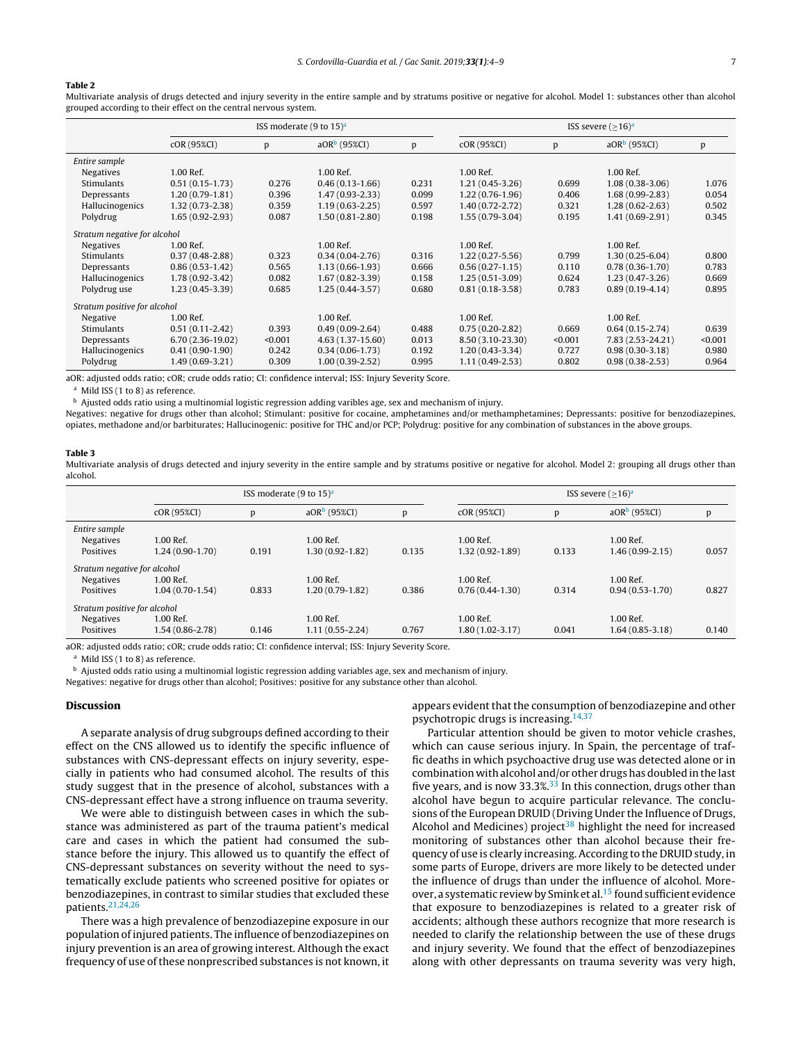**Table 2**

Multivariate analysis of drugs detected and injury severity in the entire sample and by stratums positive or negative for alcohol. Model 1: substances other than alcohol grouped according to their effect on the central nervous system.

| | ISS moderate (9 to 15)[a] | | | | ISS severe (≥16)[a] | | | |
|---|---|---|---|---|---|---|---|---|
| | cOR (95%CI) | p | aOR[b] (95%CI) | p | cOR (95%CI) | p | aOR[b] (95%CI) | p |
| *Entire sample* | | | | | | | | |
| Negatives | 1.00 Ref. | | 1.00 Ref. | | 1.00 Ref. | | 1.00 Ref. | |
| Stimulants | 0.51 (0.15-1.73) | 0.276 | 0.46 (0.13-1.66) | 0.231 | 1.21 (0.45-3.26) | 0.699 | 1.08 (0.38-3.06) | 1.076 |
| Depressants | 1.20 (0.79-1.81) | 0.396 | 1.47 (0.93-2.33) | 0.099 | 1.22 (0.76-1.96) | 0.406 | 1.68 (0.99-2.83) | 0.054 |
| Hallucinogenics | 1.32 (0.73-2.38) | 0.359 | 1.19 (0.63-2.25) | 0.597 | 1.40 (0.72-2.72) | 0.321 | 1.28 (0.62-2.63) | 0.502 |
| Polydrug | 1.65 (0.92-2.93) | 0.087 | 1.50 (0.81-2.80) | 0.198 | 1.55 (0.79-3.04) | 0.195 | 1.41 (0.69-2.91) | 0.345 |
| *Stratum negative for alcohol* | | | | | | | | |
| Negatives | 1.00 Ref. | | 1.00 Ref. | | 1.00 Ref. | | 1.00 Ref. | |
| Stimulants | 0.37 (0.48-2.88) | 0.323 | 0.34 (0.04-2.76) | 0.316 | 1.22 (0.27-5.56) | 0.799 | 1.30 (0.25-6.04) | 0.800 |
| Depressants | 0.86 (0.53-1.42) | 0.565 | 1.13 (0.66-1.93) | 0.666 | 0.56 (0.27-1.15) | 0.110 | 0.78 (0.36-1.70) | 0.783 |
| Hallucinogenics | 1.78 (0.92-3.42) | 0.082 | 1.67 (0.82-3.39) | 0.158 | 1.25 (0.51-3.09) | 0.624 | 1.23 (0.47-3.26) | 0.669 |
| Polydrug use | 1.23 (0.45-3.39) | 0.685 | 1.25 (0.44-3.57) | 0.680 | 0.81 (0.18-3.58) | 0.783 | 0.89 (0.19-4.14) | 0.895 |
| *Stratum positive for alcohol* | | | | | | | | |
| Negative | 1.00 Ref. | | 1.00 Ref. | | 1.00 Ref. | | 1.00 Ref. | |
| Stimulants | 0.51 (0.11-2.42) | 0.393 | 0.49 (0.09-2.64) | 0.488 | 0.75 (0.20-2.82) | 0.669 | 0.64 (0.15-2.74) | 0.639 |
| Depressants | 6.70 (2.36-19.02) | <0.001 | 4.63 (1.37-15.60) | 0.013 | 8.50 (3.10-23.30) | <0.001 | 7.83 (2.53-24.21) | <0.001 |
| Hallucinogenics | 0.41 (0.90-1.90) | 0.242 | 0.34 (0.06-1.73) | 0.192 | 1.20 (0.43-3.34) | 0.727 | 0.98 (0.30-3.18) | 0.980 |
| Polydrug | 1.49 (0.69-3.21) | 0.309 | 1.00 (0.39-2.52) | 0.995 | 1.11 (0.49-2.53) | 0.802 | 0.98 (0.38-2.53) | 0.964 |

aOR: adjusted odds ratio; cOR; crude odds ratio; CI: confidence interval; ISS: Injury Severity Score.

[a] Mild ISS (1 to 8) as reference.

[b] Ajusted odds ratio using a multinomial logistic regression adding varibles age, sex and mechanism of injury.

Negatives: negative for drugs other than alcohol; Stimulant: positive for cocaine, amphetamines and/or methamphetamines; Depressants: positive for benzodiazepines, opiates, methadone and/or barbiturates; Hallucinogenic: positive for THC and/or PCP; Polydrug: positive for any combination of substances in the above groups.

**Table 3**

Multivariate analysis of drugs detected and injury severity in the entire sample and by stratums positive or negative for alcohol. Model 2: grouping all drugs other than alcohol.

| | ISS moderate (9 to 15)[a] | | | | ISS severe (≥16)[a] | | | |
|---|---|---|---|---|---|---|---|---|
| | cOR (95%CI) | p | aOR[b] (95%CI) | p | cOR (95%CI) | p | aOR[b] (95%CI) | p |
| *Entire sample* | | | | | | | | |
| Negatives | 1.00 Ref. | | 1.00 Ref. | | 1.00 Ref. | | 1.00 Ref. | |
| Positives | 1.24 (0.90-1.70) | 0.191 | 1.30 (0.92-1.82) | 0.135 | 1.32 (0.92-1.89) | 0.133 | 1.46 (0.99-2.15) | 0.057 |
| *Stratum negative for alcohol* | | | | | | | | |
| Negatives | 1.00 Ref. | | 1.00 Ref. | | 1.00 Ref. | | 1.00 Ref. | |
| Positives | 1.04 (0.70-1.54) | 0.833 | 1.20 (0.79-1.82) | 0.386 | 0.76 (0.44-1.30) | 0.314 | 0.94 (0.53-1.70) | 0.827 |
| *Stratum positive for alcohol* | | | | | | | | |
| Negatives | 1.00 Ref. | | 1.00 Ref. | | 1.00 Ref. | | 1.00 Ref. | |
| Positives | 1.54 (0.86-2.78) | 0.146 | 1.11 (0.55-2.24) | 0.767 | 1.80 (1.02-3.17) | 0.041 | 1.64 (0.85-3.18) | 0.140 |

aOR: adjusted odds ratio; cOR; crude odds ratio; CI: confidence interval; ISS: Injury Severity Score.

[a] Mild ISS (1 to 8) as reference.

[b] Ajusted odds ratio using a multinomial logistic regression adding variables age, sex and mechanism of injury.

Negatives: negative for drugs other than alcohol; Positives: positive for any substance other than alcohol.

## Discussion

A separate analysis of drug subgroups defined according to their effect on the CNS allowed us to identify the specific influence of substances with CNS-depressant effects on injury severity, especially in patients who had consumed alcohol. The results of this study suggest that in the presence of alcohol, substances with a CNS-depressant effect have a strong influence on trauma severity.

We were able to distinguish between cases in which the substance was administered as part of the trauma patient's medical care and cases in which the patient had consumed the substance before the injury. This allowed us to quantify the effect of CNS-depressant substances on severity without the need to systematically exclude patients who screened positive for opiates or benzodiazepines, in contrast to similar studies that excluded these patients.[21,24,26]

There was a high prevalence of benzodiazepine exposure in our population of injured patients. The influence of benzodiazepines on injury prevention is an area of growing interest. Although the exact frequency of use of these nonprescribed substances is not known, it appears evident that the consumption of benzodiazepine and other psychotropic drugs is increasing.[14,37]

Particular attention should be given to motor vehicle crashes, which can cause serious injury. In Spain, the percentage of traffic deaths in which psychoactive drug use was detected alone or in combination with alcohol and/or other drugs has doubled in the last five years, and is now 33.3%.[33] In this connection, drugs other than alcohol have begun to acquire particular relevance. The conclusions of the European DRUID (Driving Under the Influence of Drugs, Alcohol and Medicines) project[38] highlight the need for increased monitoring of substances other than alcohol because their frequency of use is clearly increasing. According to the DRUID study, in some parts of Europe, drivers are more likely to be detected under the influence of drugs than under the influence of alcohol. Moreover, a systematic review by Smink et al.[15] found sufficient evidence that exposure to benzodiazepines is related to a greater risk of accidents; although these authors recognize that more research is needed to clarify the relationship between the use of these drugs and injury severity. We found that the effect of benzodiazepines along with other depressants on trauma severity was very high,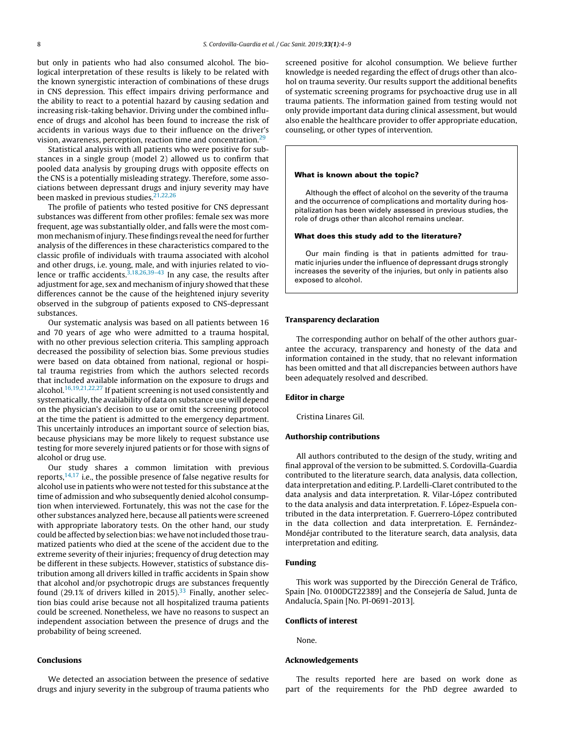but only in patients who had also consumed alcohol. The biological interpretation of these results is likely to be related with the known synergistic interaction of combinations of these drugs in CNS depression. This effect impairs driving performance and the ability to react to a potential hazard by causing sedation and increasing risk-taking behavior. Driving under the combined influence of drugs and alcohol has been found to increase the risk of accidents in various ways due to their influence on the driver's vision, awareness, perception, reaction time and concentration.[29]

Statistical analysis with all patients who were positive for substances in a single group (model 2) allowed us to confirm that pooled data analysis by grouping drugs with opposite effects on the CNS is a potentially misleading strategy. Therefore, some associations between depressant drugs and injury severity may have been masked in previous studies.[21,22,26]

The profile of patients who tested positive for CNS depressant substances was different from other profiles: female sex was more frequent, age was substantially older, and falls were the most common mechanism of injury. These findings reveal the need for further analysis of the differences in these characteristics compared to the classic profile of individuals with trauma associated with alcohol and other drugs, i.e. young, male, and with injuries related to violence or traffic accidents.[3,18,26,39–43] In any case, the results after adjustment for age, sex and mechanism of injury showed that these differences cannot be the cause of the heightened injury severity observed in the subgroup of patients exposed to CNS-depressant substances.

Our systematic analysis was based on all patients between 16 and 70 years of age who were admitted to a trauma hospital, with no other previous selection criteria. This sampling approach decreased the possibility of selection bias. Some previous studies were based on data obtained from national, regional or hospital trauma registries from which the authors selected records that included available information on the exposure to drugs and alcohol.[16,19,21,22,27] If patient screening is not used consistently and systematically, the availability of data on substance use will depend on the physician's decision to use or omit the screening protocol at the time the patient is admitted to the emergency department. This uncertainly introduces an important source of selection bias, because physicians may be more likely to request substance use testing for more severely injured patients or for those with signs of alcohol or drug use.

Our study shares a common limitation with previous reports,[14,17] i.e., the possible presence of false negative results for alcohol use in patients who were not tested for this substance at the time of admission and who subsequently denied alcohol consumption when interviewed. Fortunately, this was not the case for the other substances analyzed here, because all patients were screened with appropriate laboratory tests. On the other hand, our study could be affected by selection bias: we have not included those traumatized patients who died at the scene of the accident due to the extreme severity of their injuries; frequency of drug detection may be different in these subjects. However, statistics of substance distribution among all drivers killed in traffic accidents in Spain show that alcohol and/or psychotropic drugs are substances frequently found (29.1% of drivers killed in 2015).[33] Finally, another selection bias could arise because not all hospitalized trauma patients could be screened. Nonetheless, we have no reasons to suspect an independent association between the presence of drugs and the probability of being screened.

## Conclusions

We detected an association between the presence of sedative drugs and injury severity in the subgroup of trauma patients who screened positive for alcohol consumption. We believe further knowledge is needed regarding the effect of drugs other than alcohol on trauma severity. Our results support the additional benefits of systematic screening programs for psychoactive drug use in all trauma patients. The information gained from testing would not only provide important data during clinical assessment, but would also enable the healthcare provider to offer appropriate education, counseling, or other types of intervention.

**What is known about the topic?**

Although the effect of alcohol on the severity of the trauma and the occurrence of complications and mortality during hospitalization has been widely assessed in previous studies, the role of drugs other than alcohol remains unclear.

**What does this study add to the literature?**

Our main finding is that in patients admitted for traumatic injuries under the influence of depressant drugs strongly increases the severity of the injuries, but only in patients also exposed to alcohol.

## Transparency declaration

The corresponding author on behalf of the other authors guarantee the accuracy, transparency and honesty of the data and information contained in the study, that no relevant information has been omitted and that all discrepancies between authors have been adequately resolved and described.

## Editor in charge

Cristina Linares Gil.

## Authorship contributions

All authors contributed to the design of the study, writing and final approval of the version to be submitted. S. Cordovilla-Guardia contributed to the literature search, data analysis, data collection, data interpretation and editing. P. Lardelli-Claret contributed to the data analysis and data interpretation. R. Vilar-López contributed to the data analysis and data interpretation. F. López-Espuela contributed in the data interpretation. F. Guerrero-López contributed in the data collection and data interpretation. E. Fernández-Mondéjar contributed to the literature search, data analysis, data interpretation and editing.

## Funding

This work was supported by the Dirección General de Tráfico, Spain [No. 0100DGT22389] and the Consejería de Salud, Junta de Andalucía, Spain [No. PI-0691-2013].

## Conflicts of interest

None.

## Acknowledgements

The results reported here are based on work done as part of the requirements for the PhD degree awarded to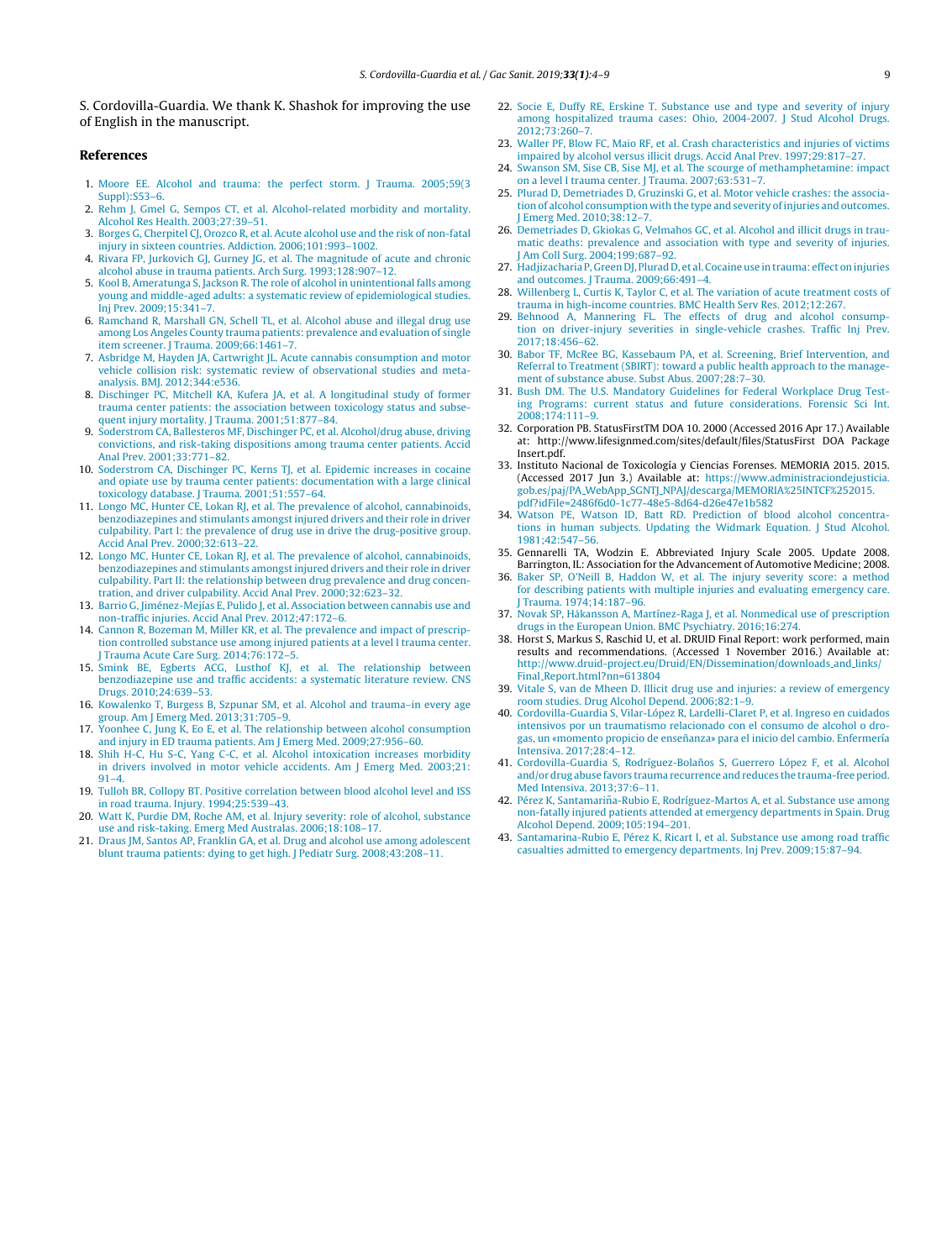S. Cordovilla-Guardia. We thank K. Shashok for improving the use of English in the manuscript.

## References

1. Moore EE. Alcohol and trauma: the perfect storm. J Trauma. 2005;59(3 Suppl):S53–6.
2. Rehm J, Gmel G, Sempos CT, et al. Alcohol-related morbidity and mortality. Alcohol Res Health. 2003;27:39–51.
3. Borges G, Cherpitel CJ, Orozco R, et al. Acute alcohol use and the risk of non-fatal injury in sixteen countries. Addiction. 2006;101:993–1002.
4. Rivara FP, Jurkovich GJ, Gurney JG, et al. The magnitude of acute and chronic alcohol abuse in trauma patients. Arch Surg. 1993;128:907–12.
5. Kool B, Ameratunga S, Jackson R. The role of alcohol in unintentional falls among young and middle-aged adults: a systematic review of epidemiological studies. Inj Prev. 2009;15:341–7.
6. Ramchand R, Marshall GN, Schell TL, et al. Alcohol abuse and illegal drug use among Los Angeles County trauma patients: prevalence and evaluation of single item screener. J Trauma. 2009;66:1461–7.
7. Asbridge M, Hayden JA, Cartwright JL. Acute cannabis consumption and motor vehicle collision risk: systematic review of observational studies and meta-analysis. BMJ. 2012;344:e536.
8. Dischinger PC, Mitchell KA, Kufera JA, et al. A longitudinal study of former trauma center patients: the association between toxicology status and subsequent injury mortality. J Trauma. 2001;51:877–84.
9. Soderstrom CA, Ballesteros MF, Dischinger PC, et al. Alcohol/drug abuse, driving convictions, and risk-taking dispositions among trauma center patients. Accid Anal Prev. 2001;33:771–82.
10. Soderstrom CA, Dischinger PC, Kerns TJ, et al. Epidemic increases in cocaine and opiate use by trauma center patients: documentation with a large clinical toxicology database. J Trauma. 2001;51:557–64.
11. Longo MC, Hunter CE, Lokan RJ, et al. The prevalence of alcohol, cannabinoids, benzodiazepines and stimulants amongst injured drivers and their role in driver culpability. Part I: the prevalence of drug use in drive the drug-positive group. Accid Anal Prev. 2000;32:613–22.
12. Longo MC, Hunter CE, Lokan RJ, et al. The prevalence of alcohol, cannabinoids, benzodiazepines and stimulants amongst injured drivers and their role in driver culpability. Part II: the relationship between drug prevalence and drug concentration, and driver culpability. Accid Anal Prev. 2000;32:623–32.
13. Barrio G, Jiménez-Mejías E, Pulido J, et al. Association between cannabis use and non-traffic injuries. Accid Anal Prev. 2012;47:172–6.
14. Cannon R, Bozeman M, Miller KR, et al. The prevalence and impact of prescription controlled substance use among injured patients at a level I trauma center. J Trauma Acute Care Surg. 2014;76:172–5.
15. Smink BE, Egberts ACG, Lusthof KJ, et al. The relationship between benzodiazepine use and traffic accidents: a systematic literature review. CNS Drugs. 2010;24:639–53.
16. Kowalenko T, Burgess B, Szpunar SM, et al. Alcohol and trauma–in every age group. Am J Emerg Med. 2013;31:705–9.
17. Yoonhee C, Jung K, Eo E, et al. The relationship between alcohol consumption and injury in ED trauma patients. Am J Emerg Med. 2009;27:956–60.
18. Shih H-C, Hu S-C, Yang C-C, et al. Alcohol intoxication increases morbidity in drivers involved in motor vehicle accidents. Am J Emerg Med. 2003;21:91–4.
19. Tulloh BR, Collopy BT. Positive correlation between blood alcohol level and ISS in road trauma. Injury. 1994;25:539–43.
20. Watt K, Purdie DM, Roche AM, et al. Injury severity: role of alcohol, substance use and risk-taking. Emerg Med Australas. 2006;18:108–17.
21. Draus JM, Santos AP, Franklin GA, et al. Drug and alcohol use among adolescent blunt trauma patients: dying to get high. J Pediatr Surg. 2008;43:208–11.
22. Socie E, Duffy RE, Erskine T. Substance use and type and severity of injury among hospitalized trauma cases: Ohio, 2004-2007. J Stud Alcohol Drugs. 2012;73:260–7.
23. Waller PF, Blow FC, Maio RF, et al. Crash characteristics and injuries of victims impaired by alcohol versus illicit drugs. Accid Anal Prev. 1997;29:817–27.
24. Swanson SM, Sise CB, Sise MJ, et al. The scourge of methamphetamine: impact on a level I trauma center. J Trauma. 2007;63:531–7.
25. Plurad D, Demetriades D, Gruzinski G, et al. Motor vehicle crashes: the association of alcohol consumption with the type and severity of injuries and outcomes. J Emerg Med. 2010;38:12–7.
26. Demetriades D, Gkiokas G, Velmahos GC, et al. Alcohol and illicit drugs in traumatic deaths: prevalence and association with type and severity of injuries. J Am Coll Surg. 2004;199:687–92.
27. Hadjizacharia P, Green DJ, Plurad D, et al. Cocaine use in trauma: effect on injuries and outcomes. J Trauma. 2009;66:491–4.
28. Willenberg L, Curtis K, Taylor C, et al. The variation of acute treatment costs of trauma in high-income countries. BMC Health Serv Res. 2012;12:267.
29. Behnood A, Mannering FL. The effects of drug and alcohol consumption on driver-injury severities in single-vehicle crashes. Traffic Inj Prev. 2017;18:456–62.
30. Babor TF, McRee BG, Kassebaum PA, et al. Screening, Brief Intervention, and Referral to Treatment (SBIRT): toward a public health approach to the management of substance abuse. Subst Abus. 2007;28:7–30.
31. Bush DM. The U.S. Mandatory Guidelines for Federal Workplace Drug Testing Programs: current status and future considerations. Forensic Sci Int. 2008;174:111–9.
32. Corporation PB. StatusFirstTM DOA 10. 2000 (Accessed 2016 Apr 17.) Available at: http://www.lifesignmed.com/sites/default/files/StatusFirst DOA Package Insert.pdf.
33. Instituto Nacional de Toxicología y Ciencias Forenses. MEMORIA 2015. 2015. (Accessed 2017 Jun 3.) Available at: https://www.administraciondejusticia.gob.es/paj/PA_WebApp_SGNTJ_NPAJ/descarga/MEMORIA%25INTCF%252015.pdf?idFile=2486f6d0-1c77-48e5-8d64-d26e47e1b582
34. Watson PE, Watson ID, Batt RD. Prediction of blood alcohol concentrations in human subjects. Updating the Widmark Equation. J Stud Alcohol. 1981;42:547–56.
35. Gennarelli TA, Wodzin E. Abbreviated Injury Scale 2005. Update 2008. Barrington, IL: Association for the Advancement of Automotive Medicine; 2008.
36. Baker SP, O'Neill B, Haddon W, et al. The injury severity score: a method for describing patients with multiple injuries and evaluating emergency care. J Trauma. 1974;14:187–96.
37. Novak SP, Håkansson A, Martínez-Raga J, et al. Nonmedical use of prescription drugs in the European Union. BMC Psychiatry. 2016;16:274.
38. Horst S, Markus S, Raschid U, et al. DRUID Final Report: work performed, main results and recommendations. (Accessed 1 November 2016.) Available at: http://www.druid-project.eu/Druid/EN/Dissemination/downloads_and_links/Final_Report.html?nn=613804
39. Vitale S, van de Mheen D. Illicit drug use and injuries: a review of emergency room studies. Drug Alcohol Depend. 2006;82:1–9.
40. Cordovilla-Guardia S, Vilar-López R, Lardelli-Claret P, et al. Ingreso en cuidados intensivos por un traumatismo relacionado con el consumo de alcohol o drogas, un «momento propicio de enseñanza» para el inicio del cambio. Enfermería Intensiva. 2017;28:4–12.
41. Cordovilla-Guardia S, Rodríguez-Bolaños S, Guerrero López F, et al. Alcohol and/or drug abuse favors trauma recurrence and reduces the trauma-free period. Med Intensiva. 2013;37:6–11.
42. Pérez K, Santamariña-Rubio E, Rodríguez-Martos A, et al. Substance use among non-fatally injured patients attended at emergency departments in Spain. Drug Alcohol Depend. 2009;105:194–201.
43. Santamarina-Rubio E, Pérez K, Ricart I, et al. Substance use among road traffic casualties admitted to emergency departments. Inj Prev. 2009;15:87–94.